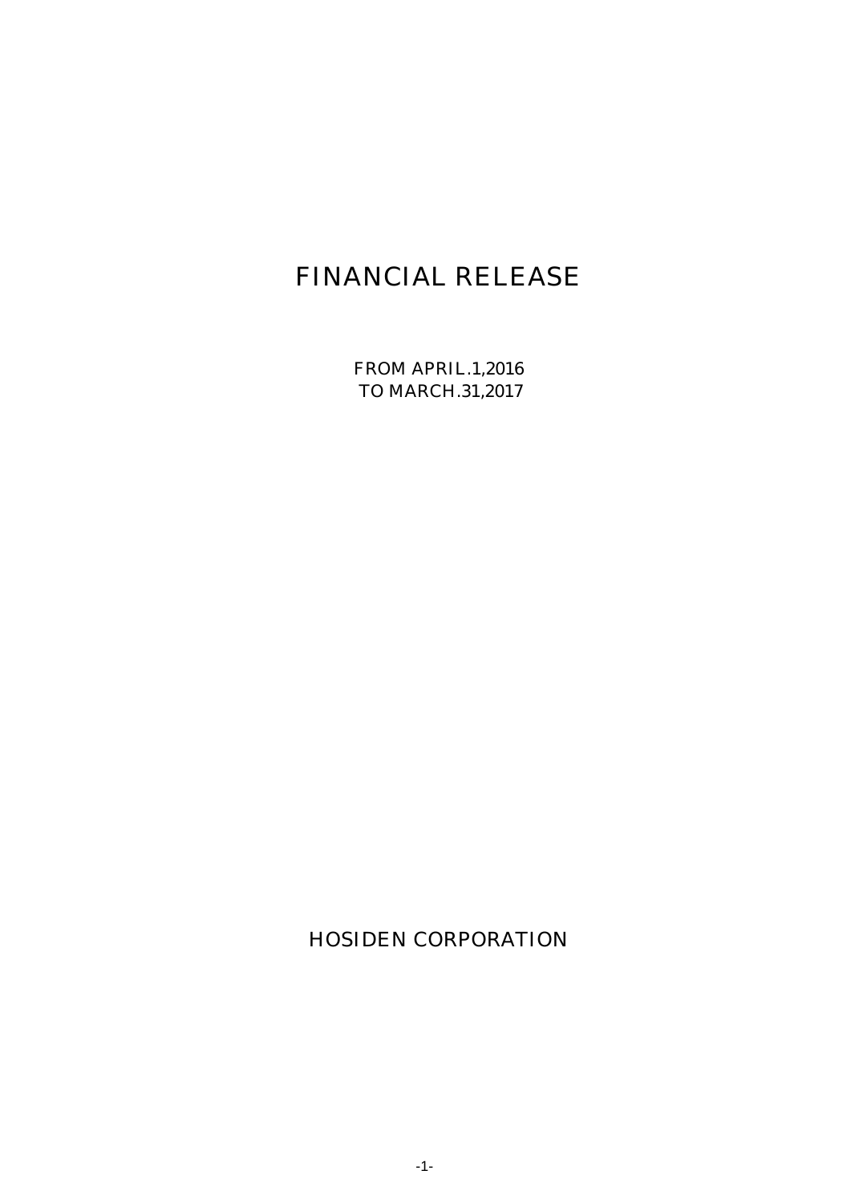# FINANCIAL RELEASE

FROM APRIL.1,2016
TO MARCH.31,2017

HOSIDEN CORPORATION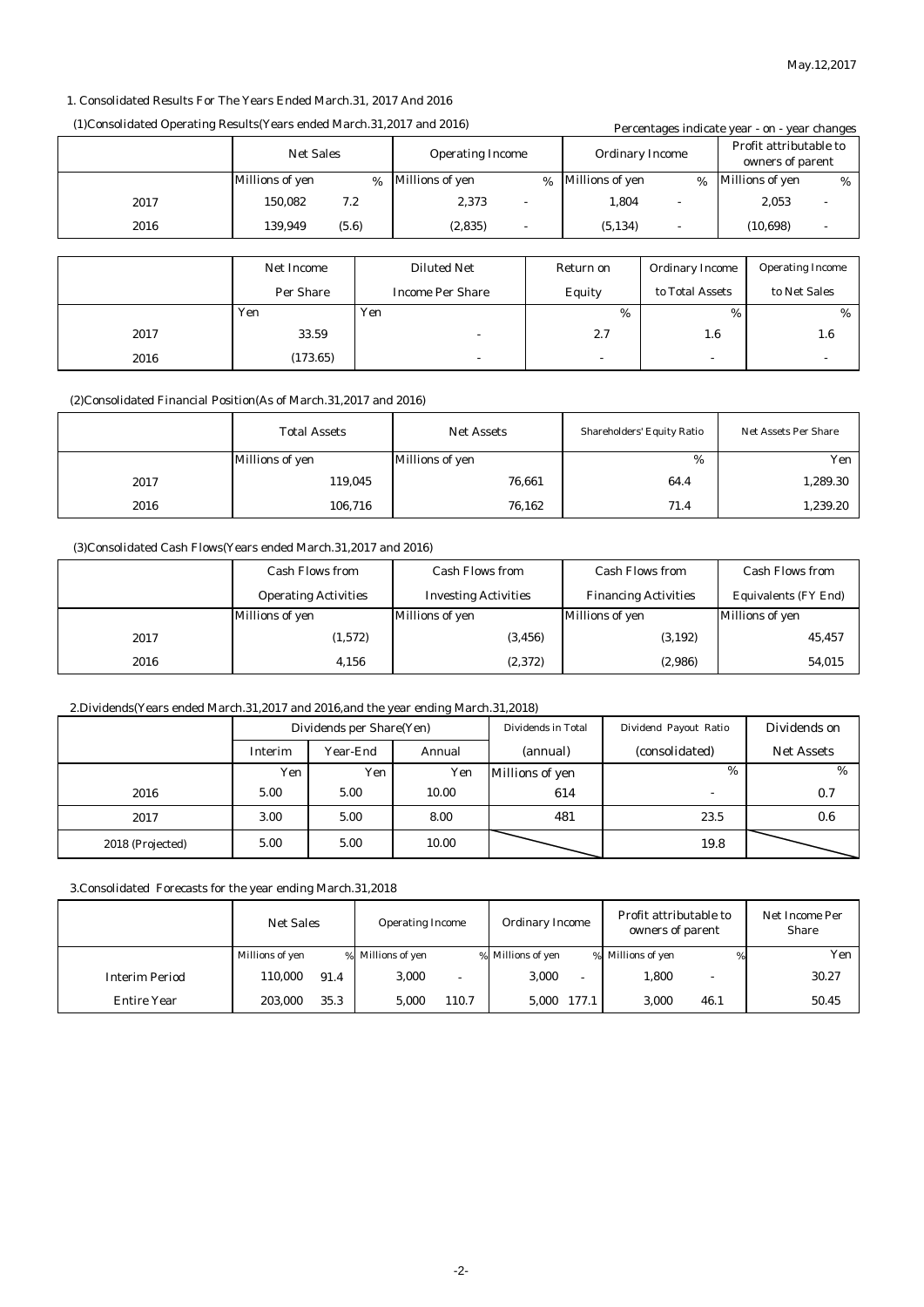May.12,2017

## 1. Consolidated Results For The Years Ended March.31, 2017 And 2016

### (1)Consolidated Operating Results(Years ended March.31,2017 and 2016)

Percentages indicate year - on - year changes

| | Net Sales | | Operating Income | | Ordinary Income | | Profit attributable to owners of parent | |
|---|---|---|---|---|---|---|---|---|
| | Millions of yen | % | Millions of yen | % | Millions of yen | % | Millions of yen | % |
| 2017 | 150,082 | 7.2 | 2,373 | - | 1,804 | - | 2,053 | - |
| 2016 | 139,949 | (5.6) | (2,835) | - | (5,134) | - | (10,698) | - |

| | Net Income Per Share | Diluted Net Income Per Share | Return on Equity | Ordinary Income to Total Assets | Operating Income to Net Sales |
|---|---|---|---|---|---|
| | Yen | Yen | % | % | % |
| 2017 | 33.59 | - | 2.7 | 1.6 | 1.6 |
| 2016 | (173.65) | - | - | - | - |

### (2)Consolidated Financial Position(As of March.31,2017 and 2016)

| | Total Assets | Net Assets | Shareholders' Equity Ratio | Net Assets Per Share |
|---|---|---|---|---|
| | Millions of yen | Millions of yen | % | Yen |
| 2017 | 119,045 | 76,661 | 64.4 | 1,289.30 |
| 2016 | 106,716 | 76,162 | 71.4 | 1,239.20 |

### (3)Consolidated Cash Flows(Years ended March.31,2017 and 2016)

| | Cash Flows from Operating Activities | Cash Flows from Investing Activities | Cash Flows from Financing Activities | Cash Flows from Equivalents (FY End) |
|---|---|---|---|---|
| | Millions of yen | Millions of yen | Millions of yen | Millions of yen |
| 2017 | (1,572) | (3,456) | (3,192) | 45,457 |
| 2016 | 4,156 | (2,372) | (2,986) | 54,015 |

## 2.Dividends(Years ended March.31,2017 and 2016,and the year ending March.31,2018)

| | Dividends per Share(Yen) | | | Dividends in Total (annual) | Dividend Payout Ratio (consolidated) | Dividends on Net Assets |
|---|---|---|---|---|---|---|
| | Interim | Year-End | Annual | | | |
| | Yen | Yen | Yen | Millions of yen | % | % |
| 2016 | 5.00 | 5.00 | 10.00 | 614 | - | 0.7 |
| 2017 | 3.00 | 5.00 | 8.00 | 481 | 23.5 | 0.6 |
| 2018 (Projected) | 5.00 | 5.00 | 10.00 | | 19.8 | |

## 3.Consolidated Forecasts for the year ending March.31,2018

| | Net Sales | | Operating Income | | Ordinary Income | | Profit attributable to owners of parent | | Net Income Per Share |
|---|---|---|---|---|---|---|---|---|---|
| | Millions of yen | % | Millions of yen | % | Millions of yen | % | Millions of yen | % | Yen |
| Interim Period | 110,000 | 91.4 | 3,000 | - | 3,000 | - | 1,800 | - | 30.27 |
| Entire Year | 203,000 | 35.3 | 5,000 | 110.7 | 5,000 | 177.1 | 3,000 | 46.1 | 50.45 |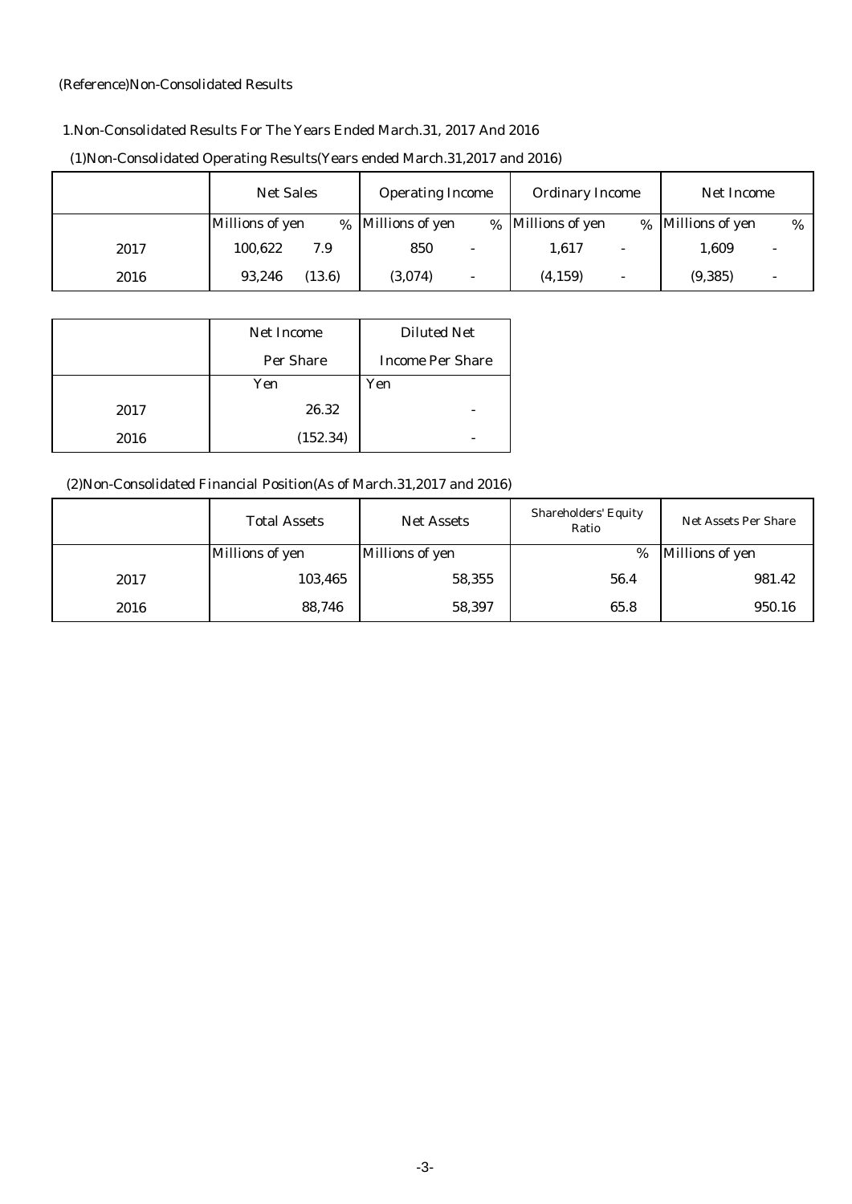(Reference)Non-Consolidated Results

1.Non-Consolidated Results For The Years Ended March.31, 2017 And 2016

(1)Non-Consolidated Operating Results(Years ended March.31,2017 and 2016)

| | Net Sales | | Operating Income | | Ordinary Income | | Net Income | |
|---|---|---|---|---|---|---|---|---|
| | Millions of yen | % | Millions of yen | % | Millions of yen | % | Millions of yen | % |
| 2017 | 100,622 | 7.9 | 850 | - | 1,617 | - | 1,609 | - |
| 2016 | 93,246 | (13.6) | (3,074) | - | (4,159) | - | (9,385) | - |

| | Net Income Per Share | Diluted Net Income Per Share |
|---|---|---|
| | Yen | Yen |
| 2017 | 26.32 | - |
| 2016 | (152.34) | - |

(2)Non-Consolidated Financial Position(As of March.31,2017 and 2016)

| | Total Assets | Net Assets | Shareholders' Equity Ratio | Net Assets Per Share |
|---|---|---|---|---|
| | Millions of yen | Millions of yen | % | Millions of yen |
| 2017 | 103,465 | 58,355 | 56.4 | 981.42 |
| 2016 | 88,746 | 58,397 | 65.8 | 950.16 |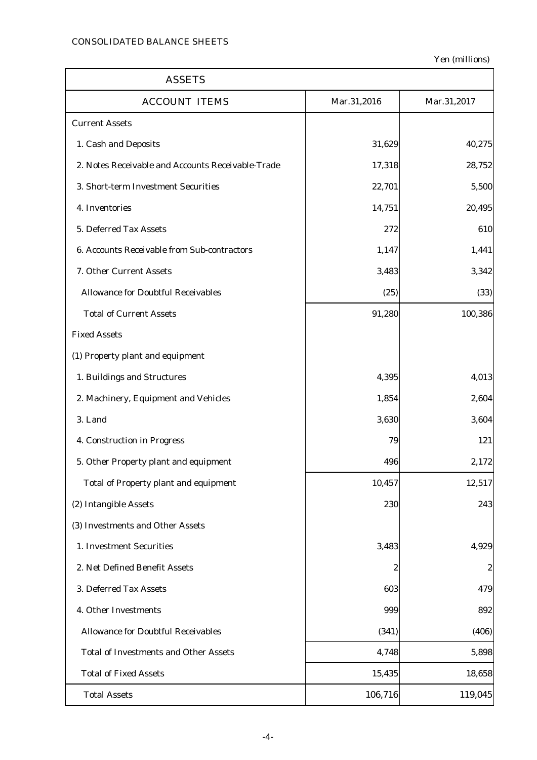CONSOLIDATED BALANCE SHEETS

Yen (millions)

| ASSETS | | |
|---|---|---|
| ACCOUNT ITEMS | Mar.31,2016 | Mar.31,2017 |
| Current Assets | | |
| 1. Cash and Deposits | 31,629 | 40,275 |
| 2. Notes Receivable and Accounts Receivable-Trade | 17,318 | 28,752 |
| 3. Short-term Investment Securities | 22,701 | 5,500 |
| 4. Inventories | 14,751 | 20,495 |
| 5. Deferred Tax Assets | 272 | 610 |
| 6. Accounts Receivable from Sub-contractors | 1,147 | 1,441 |
| 7. Other Current Assets | 3,483 | 3,342 |
| Allowance for Doubtful Receivables | (25) | (33) |
| Total of Current Assets | 91,280 | 100,386 |
| Fixed Assets | | |
| (1) Property plant and equipment | | |
| 1. Buildings and Structures | 4,395 | 4,013 |
| 2. Machinery, Equipment and Vehicles | 1,854 | 2,604 |
| 3. Land | 3,630 | 3,604 |
| 4. Construction in Progress | 79 | 121 |
| 5. Other Property plant and equipment | 496 | 2,172 |
| Total of Property plant and equipment | 10,457 | 12,517 |
| (2) Intangible Assets | 230 | 243 |
| (3) Investments and Other Assets | | |
| 1. Investment Securities | 3,483 | 4,929 |
| 2. Net Defined Benefit Assets | 2 | 2 |
| 3. Deferred Tax Assets | 603 | 479 |
| 4. Other Investments | 999 | 892 |
| Allowance for Doubtful Receivables | (341) | (406) |
| Total of Investments and Other Assets | 4,748 | 5,898 |
| Total of Fixed Assets | 15,435 | 18,658 |
| Total Assets | 106,716 | 119,045 |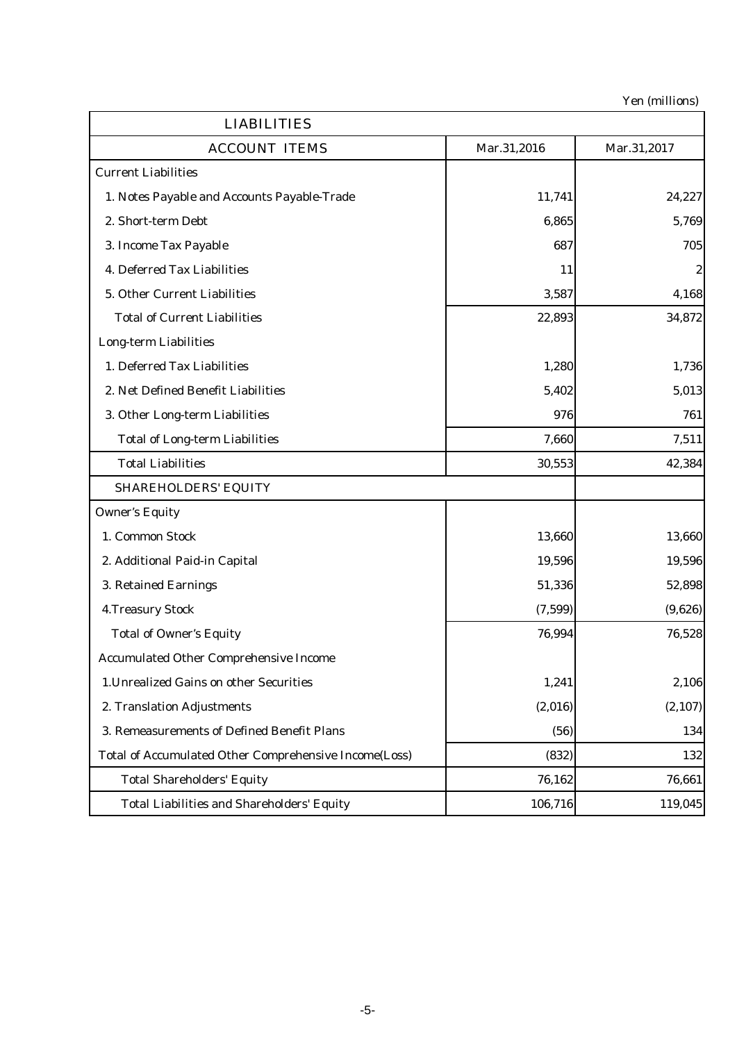Yen (millions)

| LIABILITIES | | |
|---|---|---|
| ACCOUNT ITEMS | Mar.31,2016 | Mar.31,2017 |
| Current Liabilities | | |
| 1. Notes Payable and Accounts Payable-Trade | 11,741 | 24,227 |
| 2. Short-term Debt | 6,865 | 5,769 |
| 3. Income Tax Payable | 687 | 705 |
| 4. Deferred Tax Liabilities | 11 | 2 |
| 5. Other Current Liabilities | 3,587 | 4,168 |
| Total of Current Liabilities | 22,893 | 34,872 |
| Long-term Liabilities | | |
| 1. Deferred Tax Liabilities | 1,280 | 1,736 |
| 2. Net Defined Benefit Liabilities | 5,402 | 5,013 |
| 3. Other Long-term Liabilities | 976 | 761 |
| Total of Long-term Liabilities | 7,660 | 7,511 |
| Total Liabilities | 30,553 | 42,384 |
| SHAREHOLDERS' EQUITY | | |
| Owner's Equity | | |
| 1. Common Stock | 13,660 | 13,660 |
| 2. Additional Paid-in Capital | 19,596 | 19,596 |
| 3. Retained Earnings | 51,336 | 52,898 |
| 4.Treasury Stock | (7,599) | (9,626) |
| Total of Owner's Equity | 76,994 | 76,528 |
| Accumulated Other Comprehensive Income | | |
| 1.Unrealized Gains on other Securities | 1,241 | 2,106 |
| 2. Translation Adjustments | (2,016) | (2,107) |
| 3. Remeasurements of Defined Benefit Plans | (56) | 134 |
| Total of Accumulated Other Comprehensive Income(Loss) | (832) | 132 |
| Total Shareholders' Equity | 76,162 | 76,661 |
| Total Liabilities and Shareholders' Equity | 106,716 | 119,045 |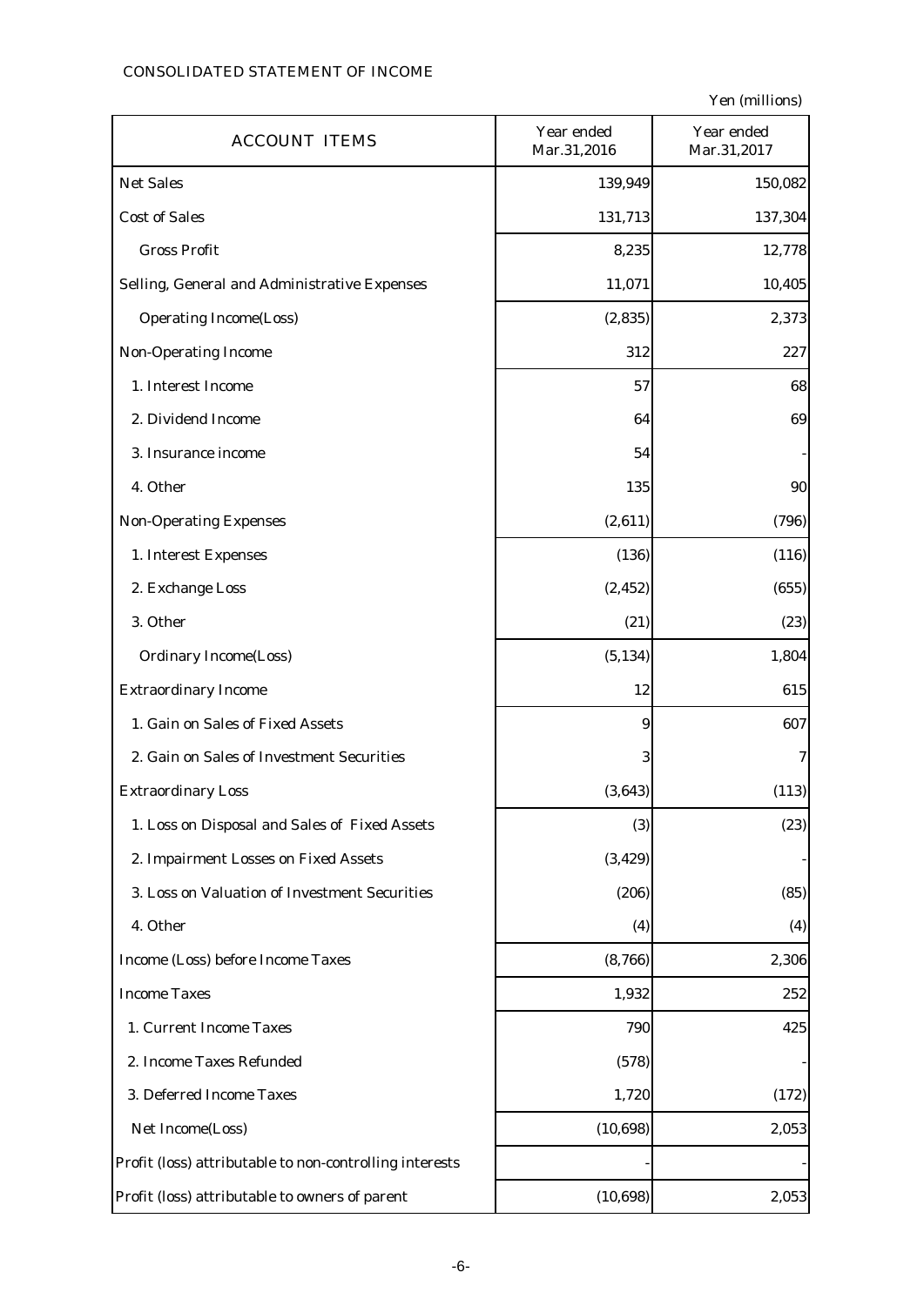CONSOLIDATED STATEMENT OF INCOME

Yen (millions)

| ACCOUNT ITEMS | Year ended Mar.31,2016 | Year ended Mar.31,2017 |
|---|---|---|
| Net Sales | 139,949 | 150,082 |
| Cost of Sales | 131,713 | 137,304 |
| Gross Profit | 8,235 | 12,778 |
| Selling, General and Administrative Expenses | 11,071 | 10,405 |
| Operating Income(Loss) | (2,835) | 2,373 |
| Non-Operating Income | 312 | 227 |
| 1. Interest Income | 57 | 68 |
| 2. Dividend Income | 64 | 69 |
| 3. Insurance income | 54 | - |
| 4. Other | 135 | 90 |
| Non-Operating Expenses | (2,611) | (796) |
| 1. Interest Expenses | (136) | (116) |
| 2. Exchange Loss | (2,452) | (655) |
| 3. Other | (21) | (23) |
| Ordinary Income(Loss) | (5,134) | 1,804 |
| Extraordinary Income | 12 | 615 |
| 1. Gain on Sales of Fixed Assets | 9 | 607 |
| 2. Gain on Sales of Investment Securities | 3 | 7 |
| Extraordinary Loss | (3,643) | (113) |
| 1. Loss on Disposal and Sales of Fixed Assets | (3) | (23) |
| 2. Impairment Losses on Fixed Assets | (3,429) | - |
| 3. Loss on Valuation of Investment Securities | (206) | (85) |
| 4. Other | (4) | (4) |
| Income (Loss) before Income Taxes | (8,766) | 2,306 |
| Income Taxes | 1,932 | 252 |
| 1. Current Income Taxes | 790 | 425 |
| 2. Income Taxes Refunded | (578) | - |
| 3. Deferred Income Taxes | 1,720 | (172) |
| Net Income(Loss) | (10,698) | 2,053 |
| Profit (loss) attributable to non-controlling interests | - | - |
| Profit (loss) attributable to owners of parent | (10,698) | 2,053 |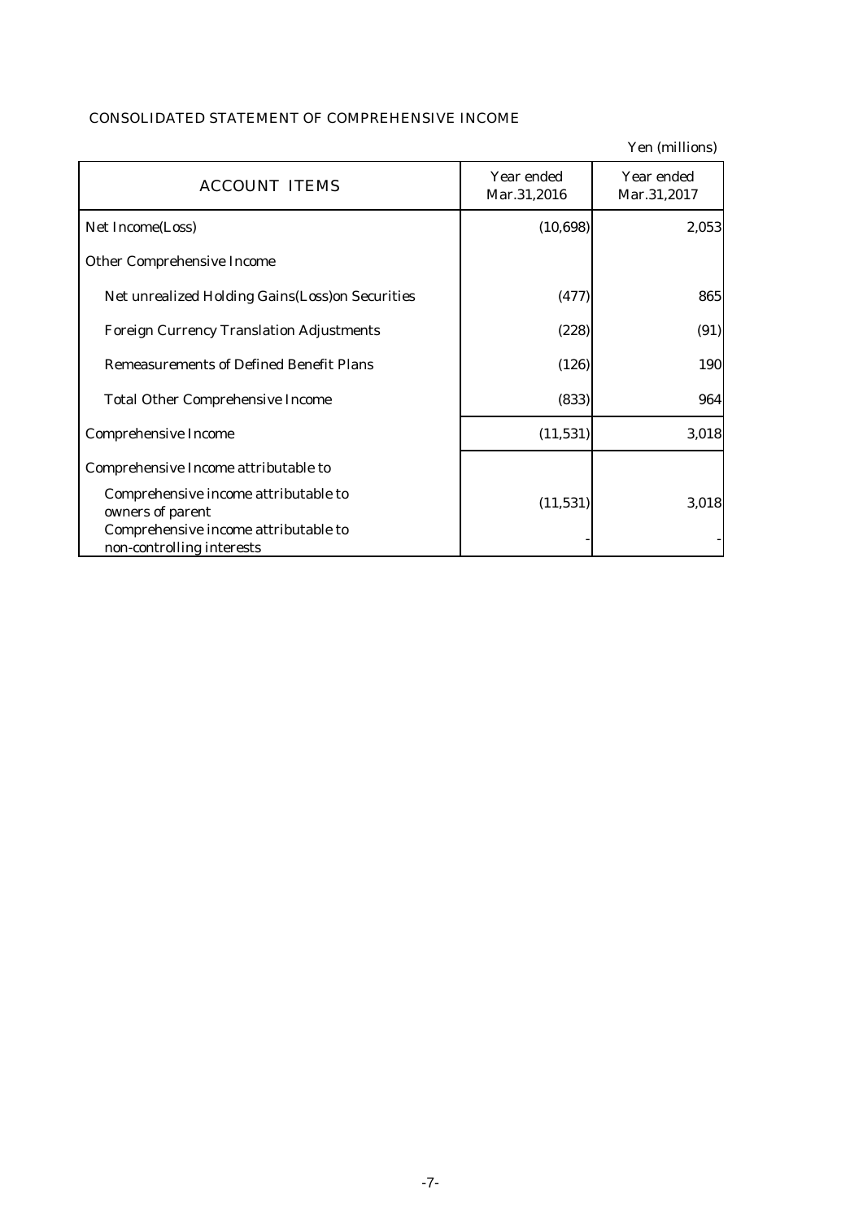## CONSOLIDATED STATEMENT OF COMPREHENSIVE INCOME

Yen (millions)

| ACCOUNT ITEMS | Year ended Mar.31,2016 | Year ended Mar.31,2017 |
|---|---|---|
| Net Income(Loss) | (10,698) | 2,053 |
| Other Comprehensive Income | | |
| Net unrealized Holding Gains(Loss)on Securities | (477) | 865 |
| Foreign Currency Translation Adjustments | (228) | (91) |
| Remeasurements of Defined Benefit Plans | (126) | 190 |
| Total Other Comprehensive Income | (833) | 964 |
| Comprehensive Income | (11,531) | 3,018 |
| Comprehensive Income attributable to | | |
| Comprehensive income attributable to owners of parent | (11,531) | 3,018 |
| Comprehensive income attributable to non-controlling interests | - | - |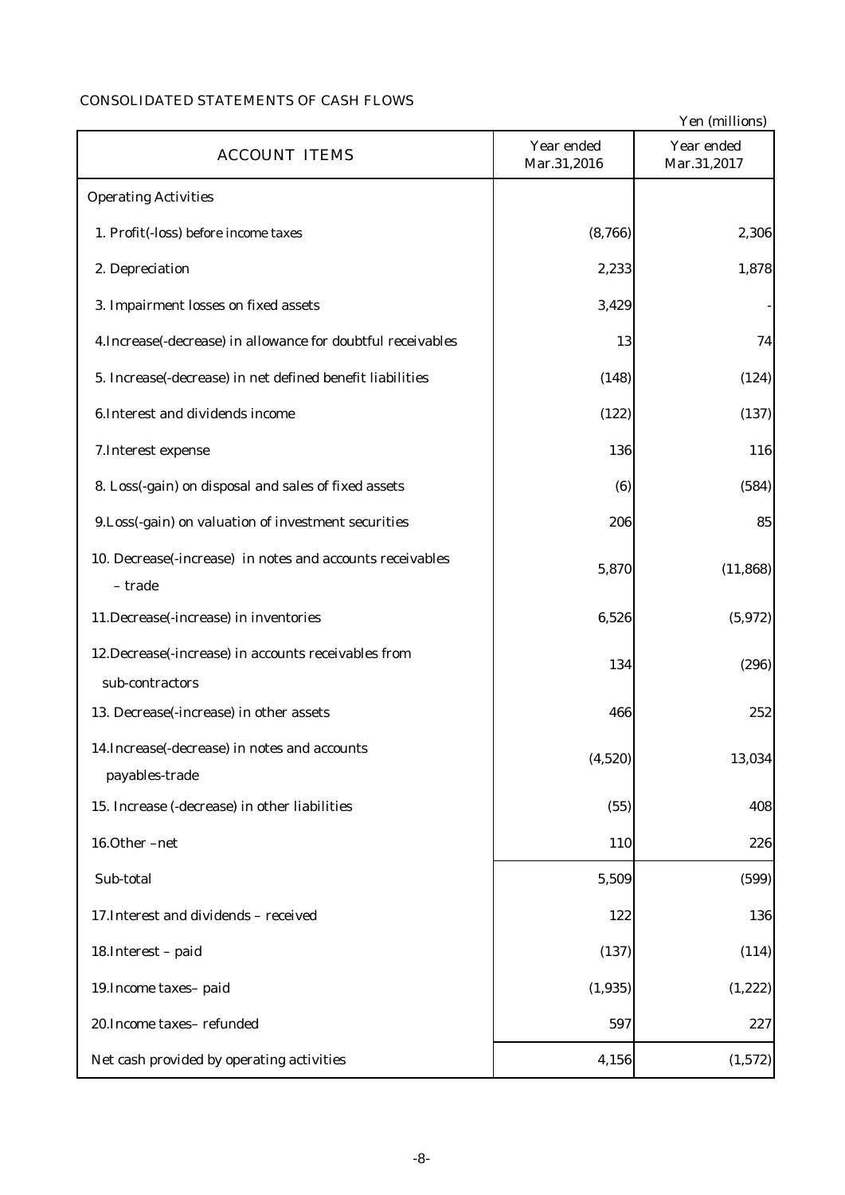CONSOLIDATED STATEMENTS OF CASH FLOWS

Yen (millions)

| ACCOUNT ITEMS | Year ended Mar.31,2016 | Year ended Mar.31,2017 |
|---|---|---|
| Operating Activities | | |
| 1. Profit(-loss) before income taxes | (8,766) | 2,306 |
| 2. Depreciation | 2,233 | 1,878 |
| 3. Impairment losses on fixed assets | 3,429 | - |
| 4.Increase(-decrease) in allowance for doubtful receivables | 13 | 74 |
| 5. Increase(-decrease) in net defined benefit liabilities | (148) | (124) |
| 6.Interest and dividends income | (122) | (137) |
| 7.Interest expense | 136 | 116 |
| 8. Loss(-gain) on disposal and sales of fixed assets | (6) | (584) |
| 9.Loss(-gain) on valuation of investment securities | 206 | 85 |
| 10. Decrease(-increase) in notes and accounts receivables – trade | 5,870 | (11,868) |
| 11.Decrease(-increase) in inventories | 6,526 | (5,972) |
| 12.Decrease(-increase) in accounts receivables from sub-contractors | 134 | (296) |
| 13. Decrease(-increase) in other assets | 466 | 252 |
| 14.Increase(-decrease) in notes and accounts payables-trade | (4,520) | 13,034 |
| 15. Increase (-decrease) in other liabilities | (55) | 408 |
| 16.Other –net | 110 | 226 |
| Sub-total | 5,509 | (599) |
| 17.Interest and dividends – received | 122 | 136 |
| 18.Interest – paid | (137) | (114) |
| 19.Income taxes– paid | (1,935) | (1,222) |
| 20.Income taxes– refunded | 597 | 227 |
| Net cash provided by operating activities | 4,156 | (1,572) |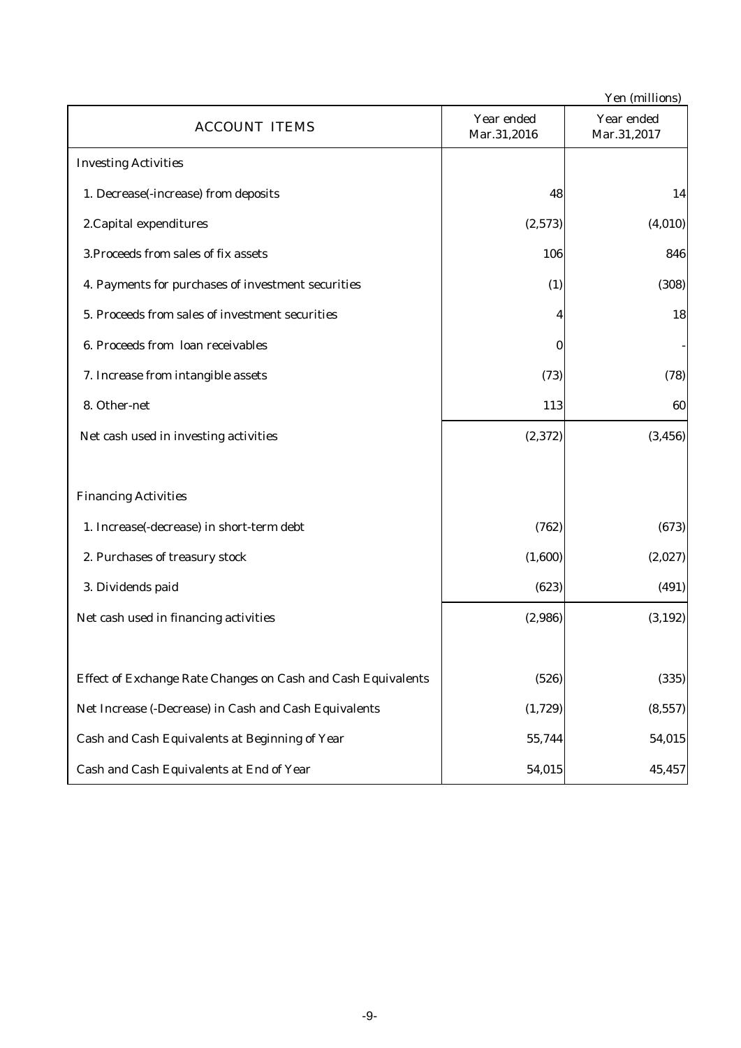Yen (millions)

| ACCOUNT ITEMS | Year ended Mar.31,2016 | Year ended Mar.31,2017 |
|---|---|---|
| Investing Activities | | |
| 1. Decrease(-increase) from deposits | 48 | 14 |
| 2.Capital expenditures | (2,573) | (4,010) |
| 3.Proceeds from sales of fix assets | 106 | 846 |
| 4. Payments for purchases of investment securities | (1) | (308) |
| 5. Proceeds from sales of investment securities | 4 | 18 |
| 6. Proceeds from loan receivables | 0 | - |
| 7. Increase from intangible assets | (73) | (78) |
| 8. Other-net | 113 | 60 |
| Net cash used in investing activities | (2,372) | (3,456) |
| | | |
| Financing Activities | | |
| 1. Increase(-decrease) in short-term debt | (762) | (673) |
| 2. Purchases of treasury stock | (1,600) | (2,027) |
| 3. Dividends paid | (623) | (491) |
| Net cash used in financing activities | (2,986) | (3,192) |
| | | |
| Effect of Exchange Rate Changes on Cash and Cash Equivalents | (526) | (335) |
| Net Increase (-Decrease) in Cash and Cash Equivalents | (1,729) | (8,557) |
| Cash and Cash Equivalents at Beginning of Year | 55,744 | 54,015 |
| Cash and Cash Equivalents at End of Year | 54,015 | 45,457 |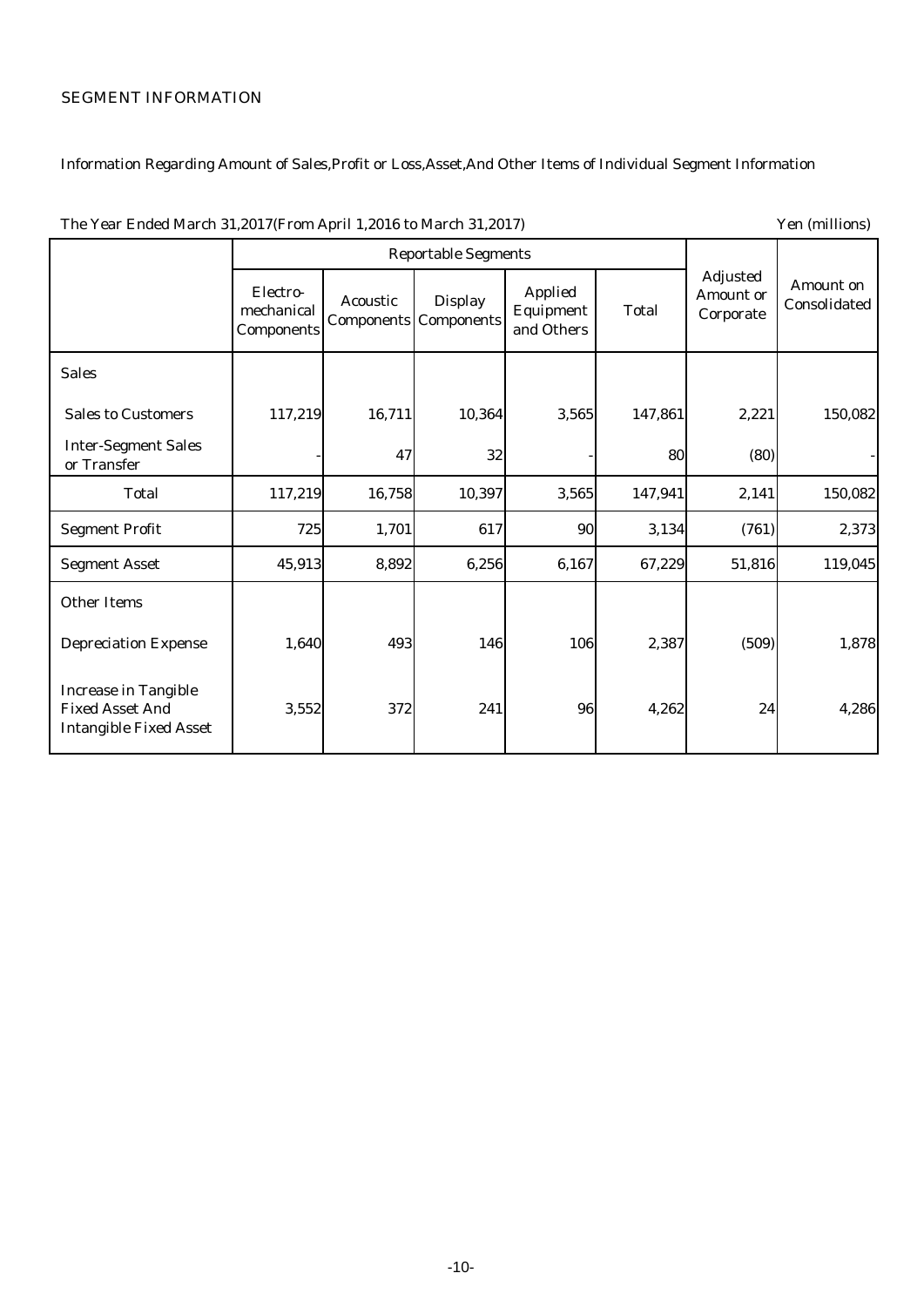SEGMENT INFORMATION

Information Regarding Amount of Sales,Profit or Loss,Asset,And Other Items of Individual Segment Information

The Year Ended March 31,2017(From April 1,2016 to March 31,2017) Yen (millions)

| | Reportable Segments | | | | | Adjusted Amount or Corporate | Amount on Consolidated |
|---|---|---|---|---|---|---|---|
| | Electro-mechanical Components | Acoustic Components | Display Components | Applied Equipment and Others | Total | | |
| Sales | | | | | | | |
| Sales to Customers | 117,219 | 16,711 | 10,364 | 3,565 | 147,861 | 2,221 | 150,082 |
| Inter-Segment Sales or Transfer | - | 47 | 32 | - | 80 | (80) | - |
| Total | 117,219 | 16,758 | 10,397 | 3,565 | 147,941 | 2,141 | 150,082 |
| Segment Profit | 725 | 1,701 | 617 | 90 | 3,134 | (761) | 2,373 |
| Segment Asset | 45,913 | 8,892 | 6,256 | 6,167 | 67,229 | 51,816 | 119,045 |
| Other Items | | | | | | | |
| Depreciation Expense | 1,640 | 493 | 146 | 106 | 2,387 | (509) | 1,878 |
| Increase in Tangible Fixed Asset And Intangible Fixed Asset | 3,552 | 372 | 241 | 96 | 4,262 | 24 | 4,286 |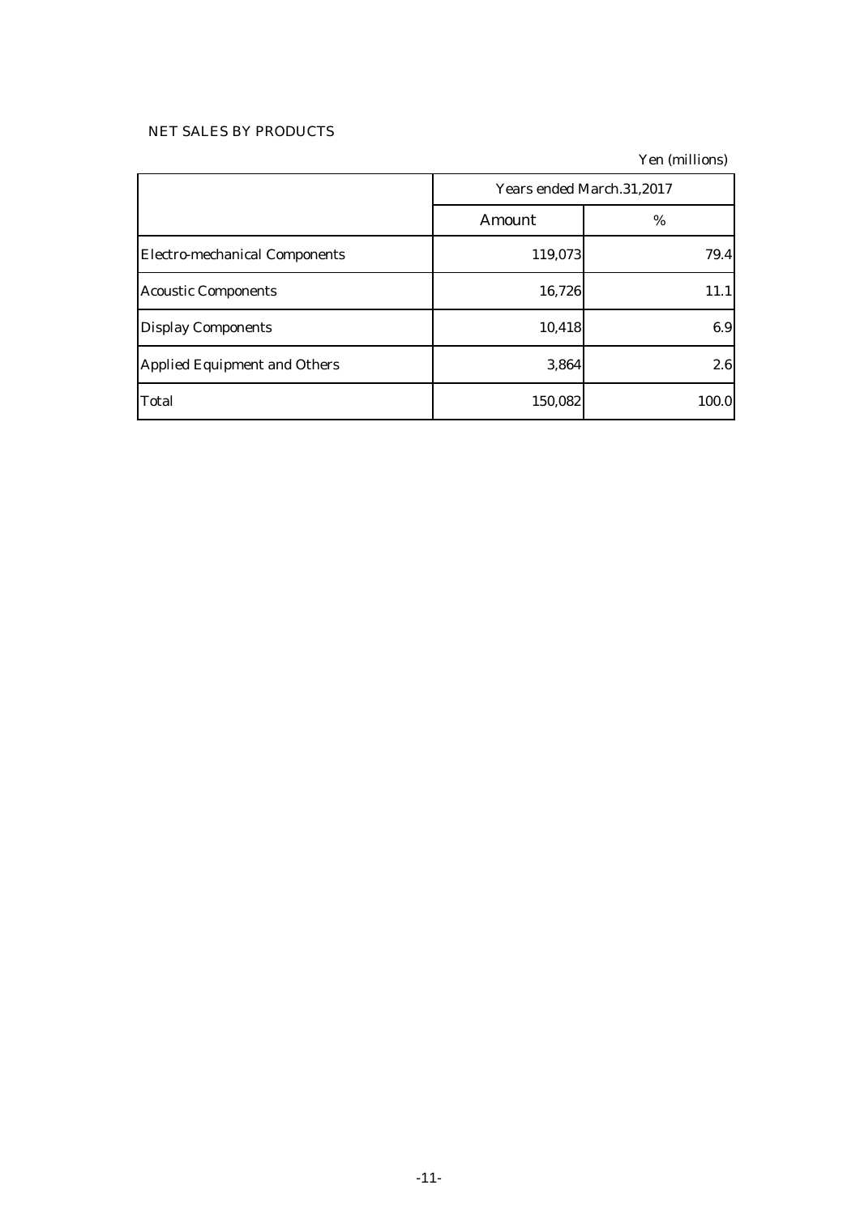## NET SALES BY PRODUCTS

Yen (millions)

| | Years ended March.31,2017 | |
|---|---|---|
| | Amount | % |
| Electro-mechanical Components | 119,073 | 79.4 |
| Acoustic Components | 16,726 | 11.1 |
| Display Components | 10,418 | 6.9 |
| Applied Equipment and Others | 3,864 | 2.6 |
| Total | 150,082 | 100.0 |